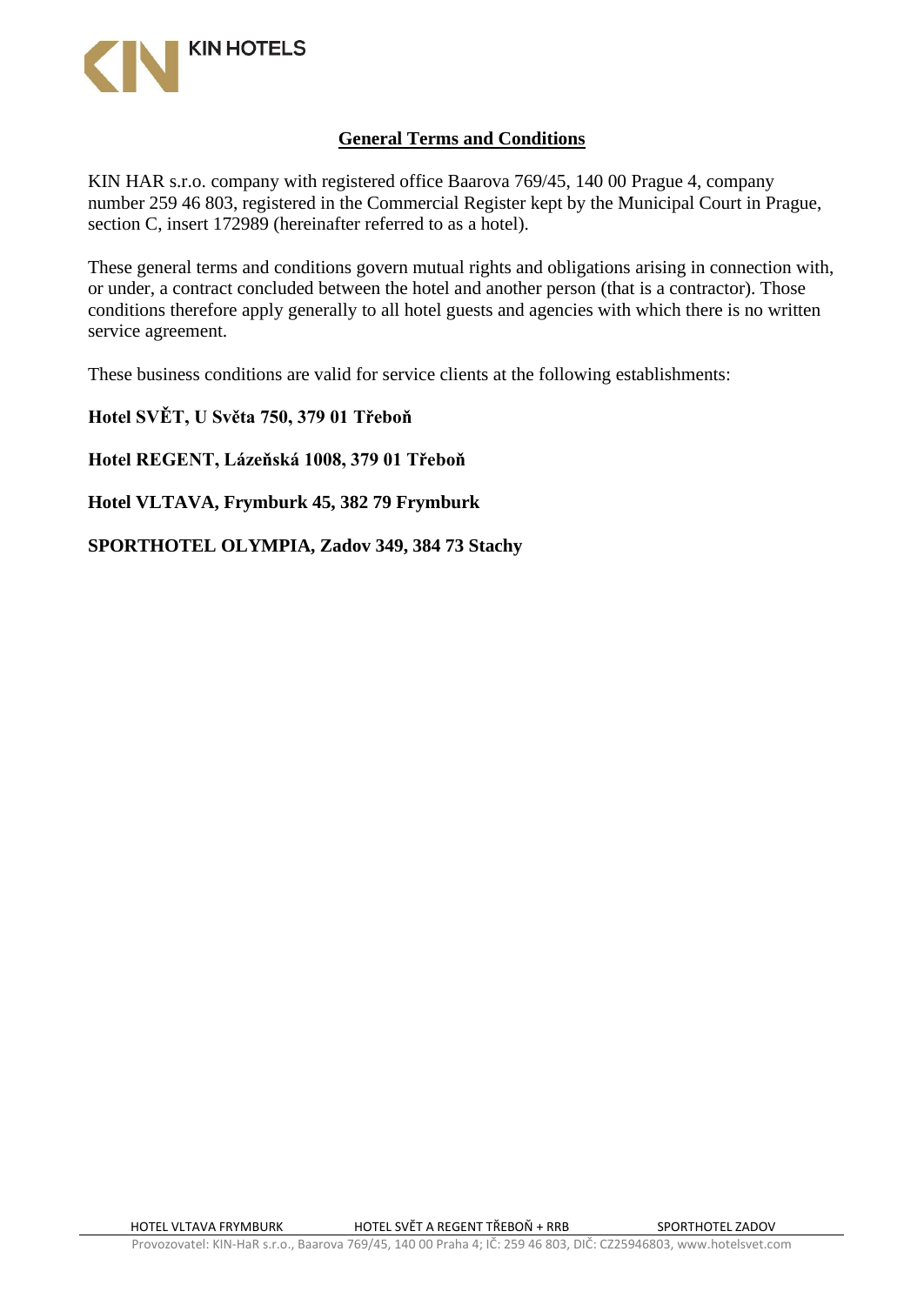## General Terms and Conditions

KIN HAR s.r.o. company with registered office Baarova 769/45, 140 00 Prague 4, company number 259 46 803, registered in the Commercial Register kept by the Municipal Court in Prague, section C, insert 172989 (hereinafter referred to as a hotel).

These general terms and conditions govern mutual rights and obligations arising in connection with, or under, a contract concluded between the hotel and another person (that is a contractor). Those conditions therefore apply generally to all hotel guests and agencies with which there is no written service agreement.

These business conditions are valid for service clients at the following establishments:

**Hotel SVĚT, U Světa 750, 379 01 Třeboň**

**Hotel REGENT, Lázeňská 1008, 379 01 Třeboň**

**Hotel VLTAVA, Frymburk 45, 382 79 Frymburk**

**SPORTHOTEL OLYMPIA, Zadov 349, 384 73 Stachy**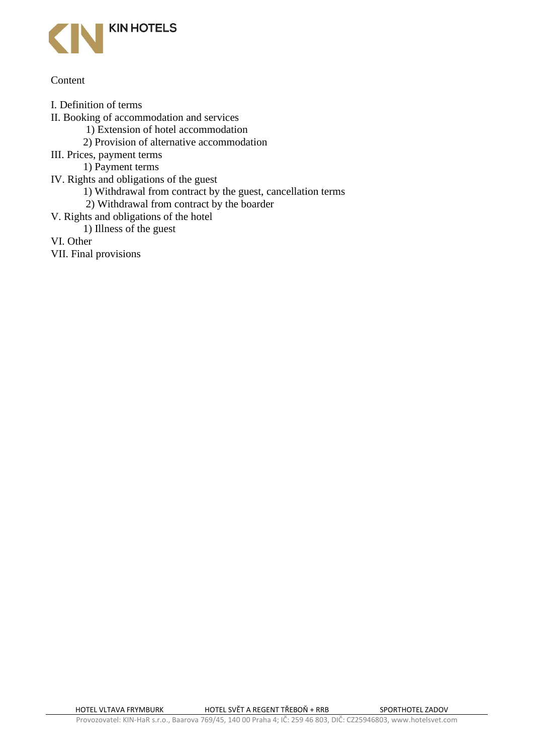Content

I. Definition of terms

II. Booking of accommodation and services

- 1) Extension of hotel accommodation
- 2) Provision of alternative accommodation

III. Prices, payment terms

- 1) Payment terms

IV. Rights and obligations of the guest

- 1) Withdrawal from contract by the guest, cancellation terms
- 2) Withdrawal from contract by the boarder

V. Rights and obligations of the hotel

- 1) Illness of the guest

VI. Other

VII. Final provisions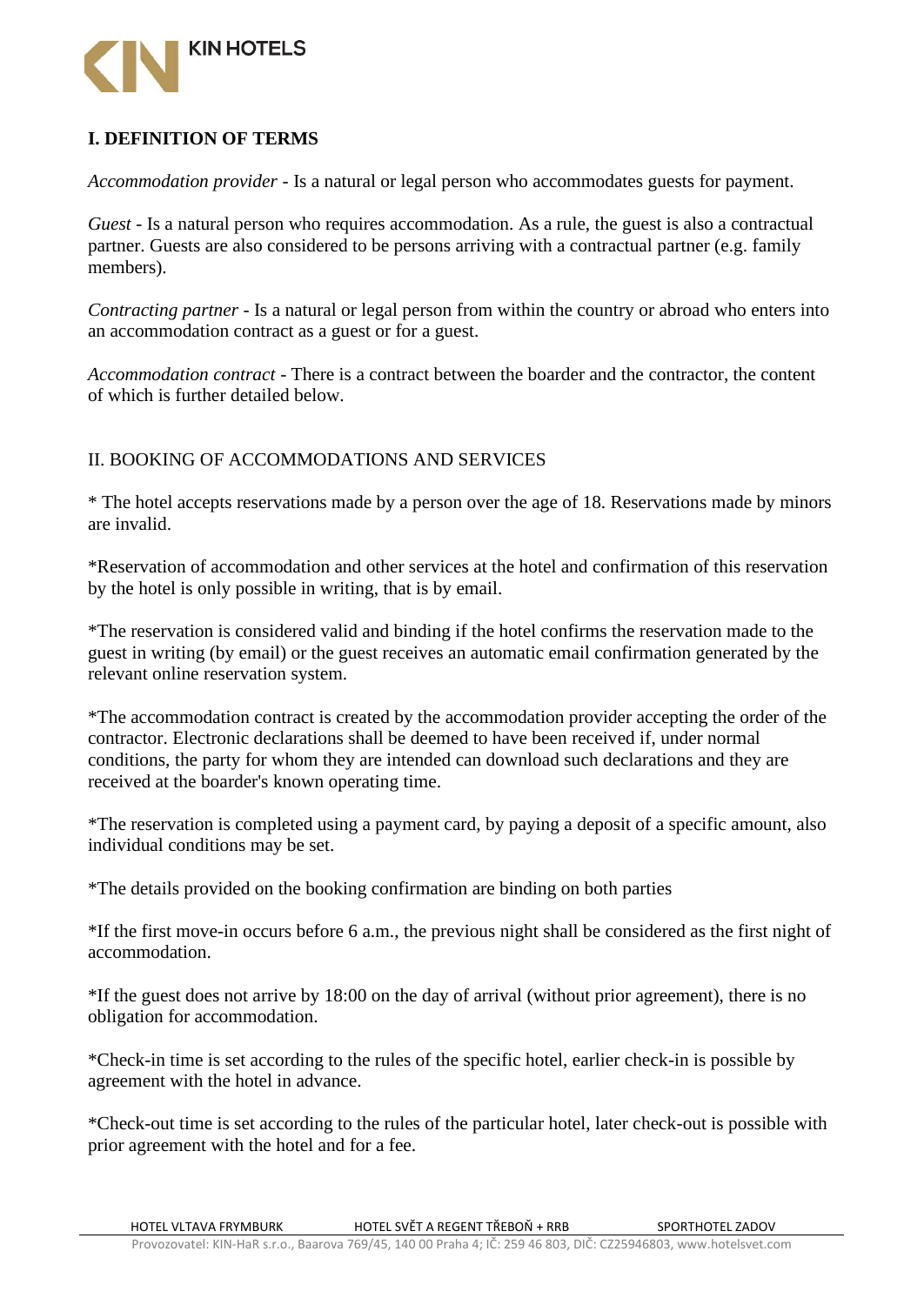## I. DEFINITION OF TERMS

*Accommodation provider* - Is a natural or legal person who accommodates guests for payment.

*Guest* - Is a natural person who requires accommodation. As a rule, the guest is also a contractual partner. Guests are also considered to be persons arriving with a contractual partner (e.g. family members).

*Contracting partner* - Is a natural or legal person from within the country or abroad who enters into an accommodation contract as a guest or for a guest.

*Accommodation contract* - There is a contract between the boarder and the contractor, the content of which is further detailed below.

## II. BOOKING OF ACCOMMODATIONS AND SERVICES

* The hotel accepts reservations made by a person over the age of 18. Reservations made by minors are invalid.

*Reservation of accommodation and other services at the hotel and confirmation of this reservation by the hotel is only possible in writing, that is by email.

*The reservation is considered valid and binding if the hotel confirms the reservation made to the guest in writing (by email) or the guest receives an automatic email confirmation generated by the relevant online reservation system.

*The accommodation contract is created by the accommodation provider accepting the order of the contractor. Electronic declarations shall be deemed to have been received if, under normal conditions, the party for whom they are intended can download such declarations and they are received at the boarder's known operating time.

*The reservation is completed using a payment card, by paying a deposit of a specific amount, also individual conditions may be set.

*The details provided on the booking confirmation are binding on both parties

*If the first move-in occurs before 6 a.m., the previous night shall be considered as the first night of accommodation.

*If the guest does not arrive by 18:00 on the day of arrival (without prior agreement), there is no obligation for accommodation.

*Check-in time is set according to the rules of the specific hotel, earlier check-in is possible by agreement with the hotel in advance.

*Check-out time is set according to the rules of the particular hotel, later check-out is possible with prior agreement with the hotel and for a fee.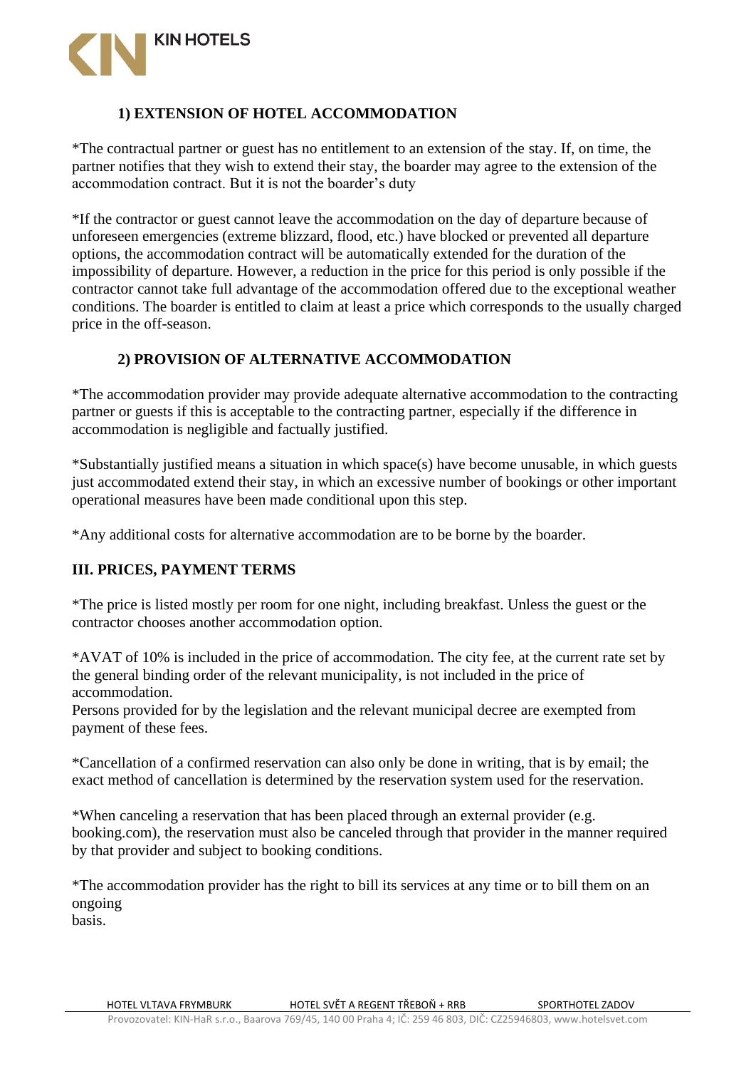### 1) EXTENSION OF HOTEL ACCOMMODATION

*The contractual partner or guest has no entitlement to an extension of the stay. If, on time, the partner notifies that they wish to extend their stay, the boarder may agree to the extension of the accommodation contract. But it is not the boarder's duty

*If the contractor or guest cannot leave the accommodation on the day of departure because of unforeseen emergencies (extreme blizzard, flood, etc.) have blocked or prevented all departure options, the accommodation contract will be automatically extended for the duration of the impossibility of departure. However, a reduction in the price for this period is only possible if the contractor cannot take full advantage of the accommodation offered due to the exceptional weather conditions. The boarder is entitled to claim at least a price which corresponds to the usually charged price in the off-season.

### 2) PROVISION OF ALTERNATIVE ACCOMMODATION

*The accommodation provider may provide adequate alternative accommodation to the contracting partner or guests if this is acceptable to the contracting partner, especially if the difference in accommodation is negligible and factually justified.

*Substantially justified means a situation in which space(s) have become unusable, in which guests just accommodated extend their stay, in which an excessive number of bookings or other important operational measures have been made conditional upon this step.

*Any additional costs for alternative accommodation are to be borne by the boarder.

## III. PRICES, PAYMENT TERMS

*The price is listed mostly per room for one night, including breakfast. Unless the guest or the contractor chooses another accommodation option.

*AVAT of 10% is included in the price of accommodation. The city fee, at the current rate set by the general binding order of the relevant municipality, is not included in the price of accommodation.
Persons provided for by the legislation and the relevant municipal decree are exempted from payment of these fees.

*Cancellation of a confirmed reservation can also only be done in writing, that is by email; the exact method of cancellation is determined by the reservation system used for the reservation.

*When canceling a reservation that has been placed through an external provider (e.g. booking.com), the reservation must also be canceled through that provider in the manner required by that provider and subject to booking conditions.

*The accommodation provider has the right to bill its services at any time or to bill them on an ongoing
basis.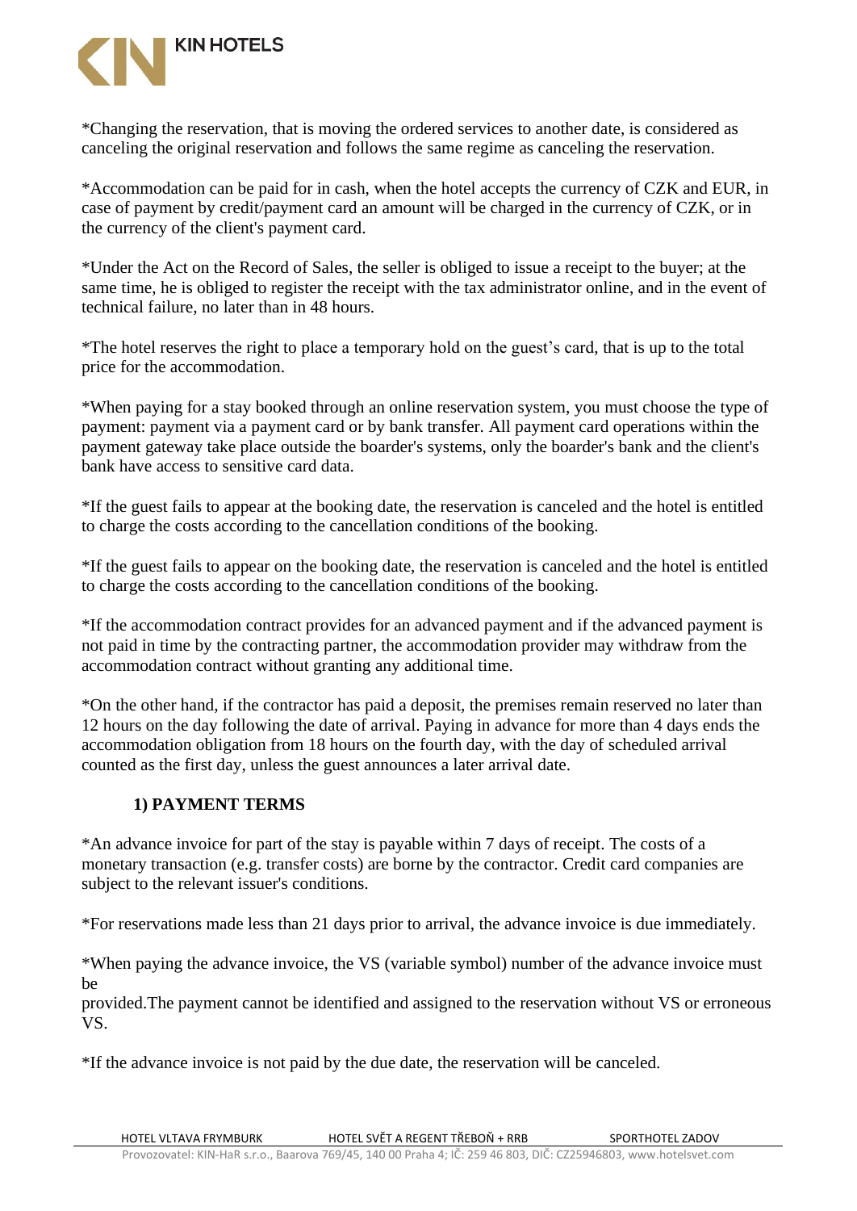*Changing the reservation, that is moving the ordered services to another date, is considered as canceling the original reservation and follows the same regime as canceling the reservation.

*Accommodation can be paid for in cash, when the hotel accepts the currency of CZK and EUR, in case of payment by credit/payment card an amount will be charged in the currency of CZK, or in the currency of the client's payment card.

*Under the Act on the Record of Sales, the seller is obliged to issue a receipt to the buyer; at the same time, he is obliged to register the receipt with the tax administrator online, and in the event of technical failure, no later than in 48 hours.

*The hotel reserves the right to place a temporary hold on the guest's card, that is up to the total price for the accommodation.

*When paying for a stay booked through an online reservation system, you must choose the type of payment: payment via a payment card or by bank transfer. All payment card operations within the payment gateway take place outside the boarder's systems, only the boarder's bank and the client's bank have access to sensitive card data.

*If the guest fails to appear at the booking date, the reservation is canceled and the hotel is entitled to charge the costs according to the cancellation conditions of the booking.

*If the guest fails to appear on the booking date, the reservation is canceled and the hotel is entitled to charge the costs according to the cancellation conditions of the booking.

*If the accommodation contract provides for an advanced payment and if the advanced payment is not paid in time by the contracting partner, the accommodation provider may withdraw from the accommodation contract without granting any additional time.

*On the other hand, if the contractor has paid a deposit, the premises remain reserved no later than 12 hours on the day following the date of arrival. Paying in advance for more than 4 days ends the accommodation obligation from 18 hours on the fourth day, with the day of scheduled arrival counted as the first day, unless the guest announces a later arrival date.

## 1) PAYMENT TERMS

*An advance invoice for part of the stay is payable within 7 days of receipt. The costs of a monetary transaction (e.g. transfer costs) are borne by the contractor. Credit card companies are subject to the relevant issuer's conditions.

*For reservations made less than 21 days prior to arrival, the advance invoice is due immediately.

*When paying the advance invoice, the VS (variable symbol) number of the advance invoice must be
provided.The payment cannot be identified and assigned to the reservation without VS or erroneous VS.

*If the advance invoice is not paid by the due date, the reservation will be canceled.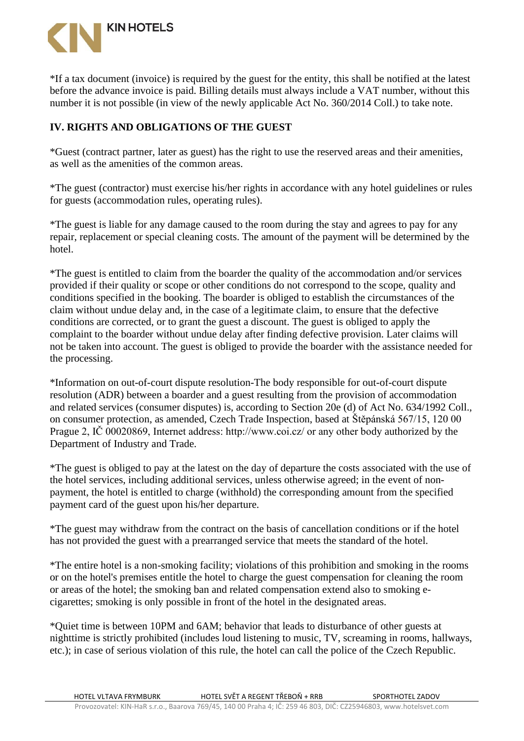*If a tax document (invoice) is required by the guest for the entity, this shall be notified at the latest before the advance invoice is paid. Billing details must always include a VAT number, without this number it is not possible (in view of the newly applicable Act No. 360/2014 Coll.) to take note.

## IV. RIGHTS AND OBLIGATIONS OF THE GUEST

*Guest (contract partner, later as guest) has the right to use the reserved areas and their amenities, as well as the amenities of the common areas.

*The guest (contractor) must exercise his/her rights in accordance with any hotel guidelines or rules for guests (accommodation rules, operating rules).

*The guest is liable for any damage caused to the room during the stay and agrees to pay for any repair, replacement or special cleaning costs. The amount of the payment will be determined by the hotel.

*The guest is entitled to claim from the boarder the quality of the accommodation and/or services provided if their quality or scope or other conditions do not correspond to the scope, quality and conditions specified in the booking. The boarder is obliged to establish the circumstances of the claim without undue delay and, in the case of a legitimate claim, to ensure that the defective conditions are corrected, or to grant the guest a discount. The guest is obliged to apply the complaint to the boarder without undue delay after finding defective provision. Later claims will not be taken into account. The guest is obliged to provide the boarder with the assistance needed for the processing.

*Information on out-of-court dispute resolution-The body responsible for out-of-court dispute resolution (ADR) between a boarder and a guest resulting from the provision of accommodation and related services (consumer disputes) is, according to Section 20e (d) of Act No. 634/1992 Coll., on consumer protection, as amended, Czech Trade Inspection, based at Štěpánská 567/15, 120 00 Prague 2, IČ 00020869, Internet address: http://www.coi.cz/ or any other body authorized by the Department of Industry and Trade.

*The guest is obliged to pay at the latest on the day of departure the costs associated with the use of the hotel services, including additional services, unless otherwise agreed; in the event of non-payment, the hotel is entitled to charge (withhold) the corresponding amount from the specified payment card of the guest upon his/her departure.

*The guest may withdraw from the contract on the basis of cancellation conditions or if the hotel has not provided the guest with a prearranged service that meets the standard of the hotel.

*The entire hotel is a non-smoking facility; violations of this prohibition and smoking in the rooms or on the hotel's premises entitle the hotel to charge the guest compensation for cleaning the room or areas of the hotel; the smoking ban and related compensation extend also to smoking e-cigarettes; smoking is only possible in front of the hotel in the designated areas.

*Quiet time is between 10PM and 6AM; behavior that leads to disturbance of other guests at nighttime is strictly prohibited (includes loud listening to music, TV, screaming in rooms, hallways, etc.); in case of serious violation of this rule, the hotel can call the police of the Czech Republic.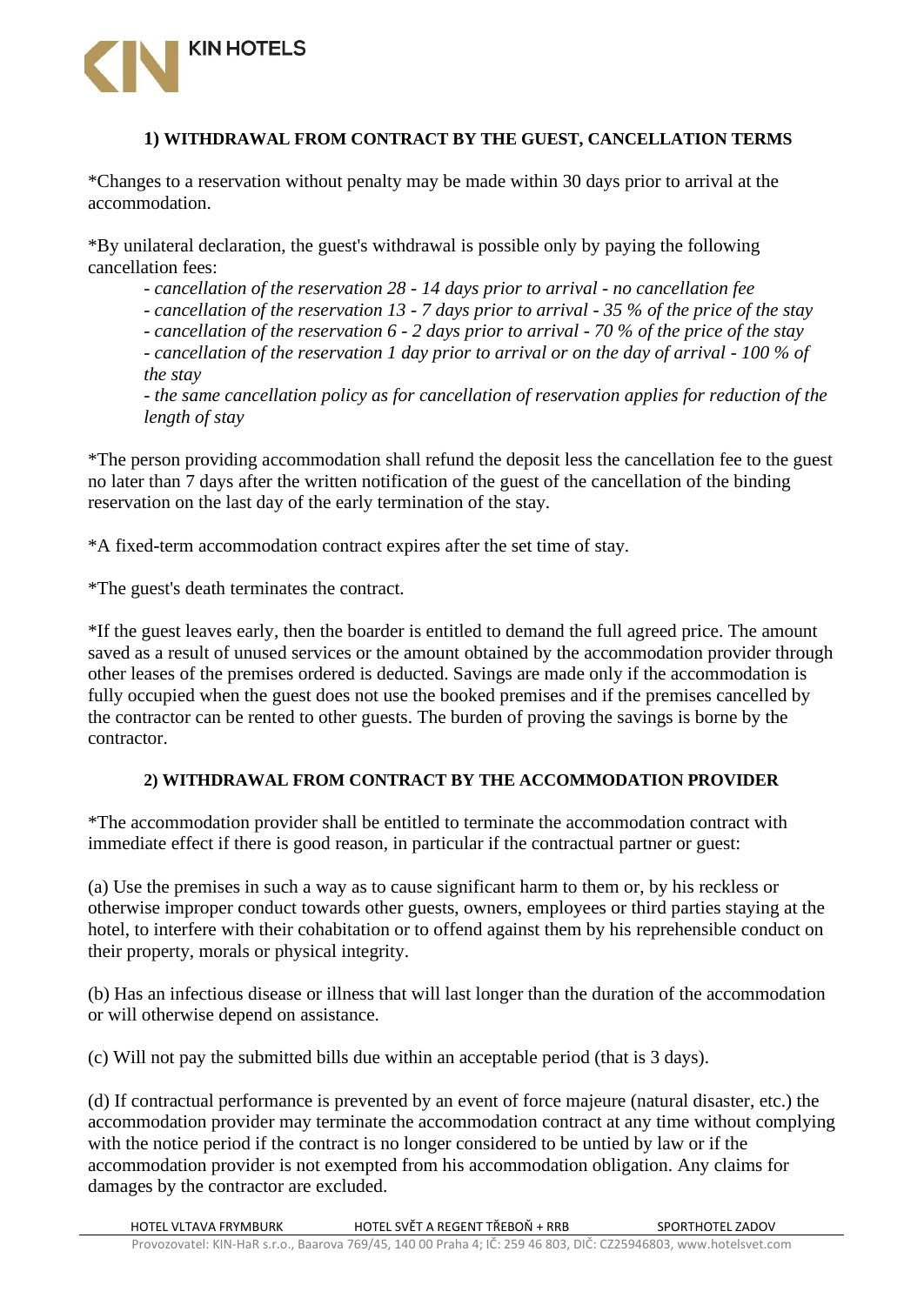### 1) WITHDRAWAL FROM CONTRACT BY THE GUEST, CANCELLATION TERMS

*Changes to a reservation without penalty may be made within 30 days prior to arrival at the accommodation.

*By unilateral declaration, the guest's withdrawal is possible only by paying the following cancellation fees:

- *cancellation of the reservation 28 - 14 days prior to arrival - no cancellation fee*
- *cancellation of the reservation 13 - 7 days prior to arrival - 35 % of the price of the stay*
- *cancellation of the reservation 6 - 2 days prior to arrival - 70 % of the price of the stay*
- *cancellation of the reservation 1 day prior to arrival or on the day of arrival - 100 % of the stay*
- *the same cancellation policy as for cancellation of reservation applies for reduction of the length of stay*

*The person providing accommodation shall refund the deposit less the cancellation fee to the guest no later than 7 days after the written notification of the guest of the cancellation of the binding reservation on the last day of the early termination of the stay.

*A fixed-term accommodation contract expires after the set time of stay.

*The guest's death terminates the contract.

*If the guest leaves early, then the boarder is entitled to demand the full agreed price. The amount saved as a result of unused services or the amount obtained by the accommodation provider through other leases of the premises ordered is deducted. Savings are made only if the accommodation is fully occupied when the guest does not use the booked premises and if the premises cancelled by the contractor can be rented to other guests. The burden of proving the savings is borne by the contractor.

### 2) WITHDRAWAL FROM CONTRACT BY THE ACCOMMODATION PROVIDER

*The accommodation provider shall be entitled to terminate the accommodation contract with immediate effect if there is good reason, in particular if the contractual partner or guest:

(a) Use the premises in such a way as to cause significant harm to them or, by his reckless or otherwise improper conduct towards other guests, owners, employees or third parties staying at the hotel, to interfere with their cohabitation or to offend against them by his reprehensible conduct on their property, morals or physical integrity.

(b) Has an infectious disease or illness that will last longer than the duration of the accommodation or will otherwise depend on assistance.

(c) Will not pay the submitted bills due within an acceptable period (that is 3 days).

(d) If contractual performance is prevented by an event of force majeure (natural disaster, etc.) the accommodation provider may terminate the accommodation contract at any time without complying with the notice period if the contract is no longer considered to be untied by law or if the accommodation provider is not exempted from his accommodation obligation. Any claims for damages by the contractor are excluded.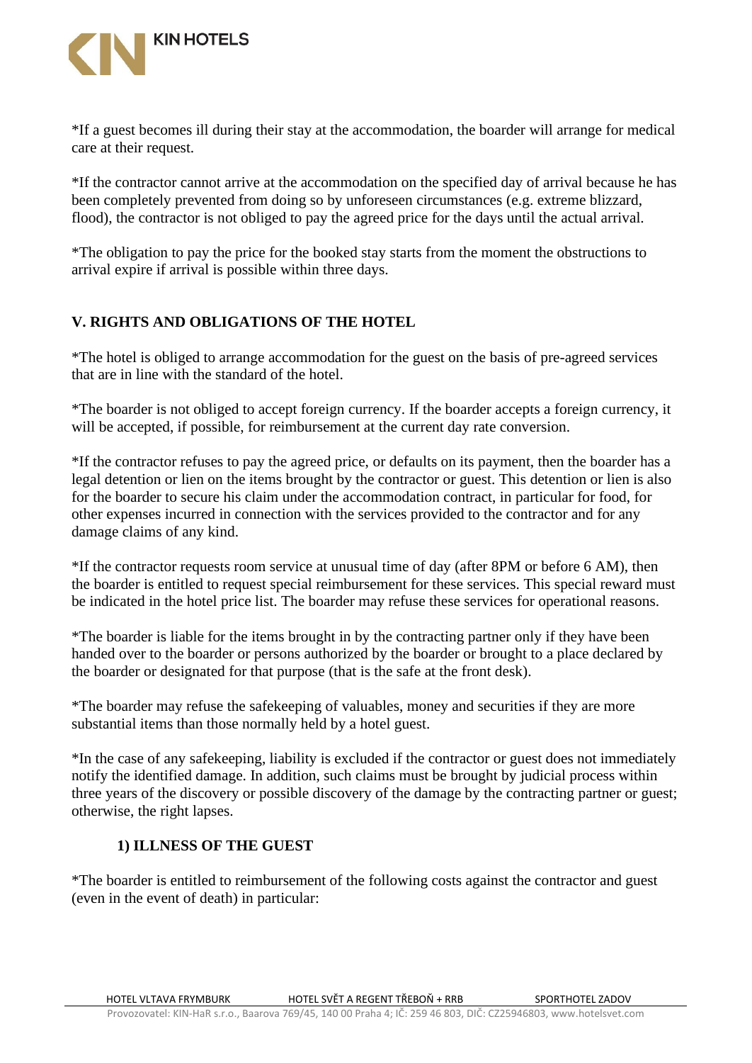*If a guest becomes ill during their stay at the accommodation, the boarder will arrange for medical care at their request.

*If the contractor cannot arrive at the accommodation on the specified day of arrival because he has been completely prevented from doing so by unforeseen circumstances (e.g. extreme blizzard, flood), the contractor is not obliged to pay the agreed price for the days until the actual arrival.

*The obligation to pay the price for the booked stay starts from the moment the obstructions to arrival expire if arrival is possible within three days.

## V. RIGHTS AND OBLIGATIONS OF THE HOTEL

*The hotel is obliged to arrange accommodation for the guest on the basis of pre-agreed services that are in line with the standard of the hotel.

*The boarder is not obliged to accept foreign currency. If the boarder accepts a foreign currency, it will be accepted, if possible, for reimbursement at the current day rate conversion.

*If the contractor refuses to pay the agreed price, or defaults on its payment, then the boarder has a legal detention or lien on the items brought by the contractor or guest. This detention or lien is also for the boarder to secure his claim under the accommodation contract, in particular for food, for other expenses incurred in connection with the services provided to the contractor and for any damage claims of any kind.

*If the contractor requests room service at unusual time of day (after 8PM or before 6 AM), then the boarder is entitled to request special reimbursement for these services. This special reward must be indicated in the hotel price list. The boarder may refuse these services for operational reasons.

*The boarder is liable for the items brought in by the contracting partner only if they have been handed over to the boarder or persons authorized by the boarder or brought to a place declared by the boarder or designated for that purpose (that is the safe at the front desk).

*The boarder may refuse the safekeeping of valuables, money and securities if they are more substantial items than those normally held by a hotel guest.

*In the case of any safekeeping, liability is excluded if the contractor or guest does not immediately notify the identified damage. In addition, such claims must be brought by judicial process within three years of the discovery or possible discovery of the damage by the contracting partner or guest; otherwise, the right lapses.

### 1) ILLNESS OF THE GUEST

*The boarder is entitled to reimbursement of the following costs against the contractor and guest (even in the event of death) in particular: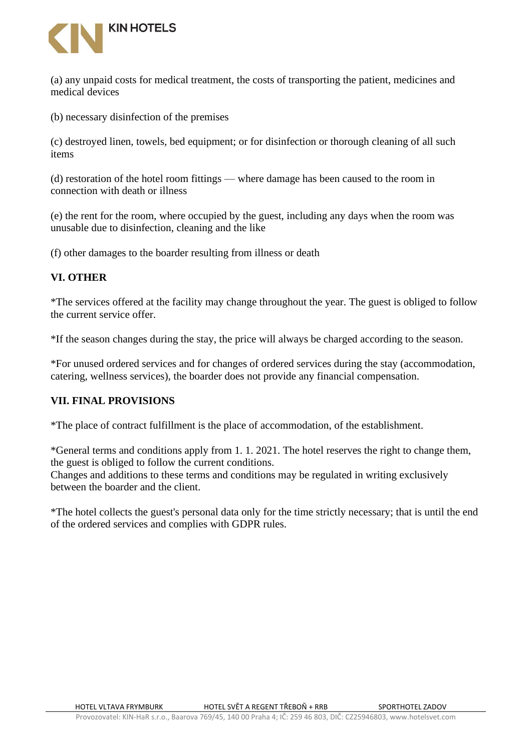(a) any unpaid costs for medical treatment, the costs of transporting the patient, medicines and medical devices

(b) necessary disinfection of the premises

(c) destroyed linen, towels, bed equipment; or for disinfection or thorough cleaning of all such items

(d) restoration of the hotel room fittings — where damage has been caused to the room in connection with death or illness

(e) the rent for the room, where occupied by the guest, including any days when the room was unusable due to disinfection, cleaning and the like

(f) other damages to the boarder resulting from illness or death

## VI. OTHER

*The services offered at the facility may change throughout the year. The guest is obliged to follow the current service offer.

*If the season changes during the stay, the price will always be charged according to the season.

*For unused ordered services and for changes of ordered services during the stay (accommodation, catering, wellness services), the boarder does not provide any financial compensation.

## VII. FINAL PROVISIONS

*The place of contract fulfillment is the place of accommodation, of the establishment.

*General terms and conditions apply from 1. 1. 2021. The hotel reserves the right to change them, the guest is obliged to follow the current conditions.
Changes and additions to these terms and conditions may be regulated in writing exclusively between the boarder and the client.

*The hotel collects the guest's personal data only for the time strictly necessary; that is until the end of the ordered services and complies with GDPR rules.